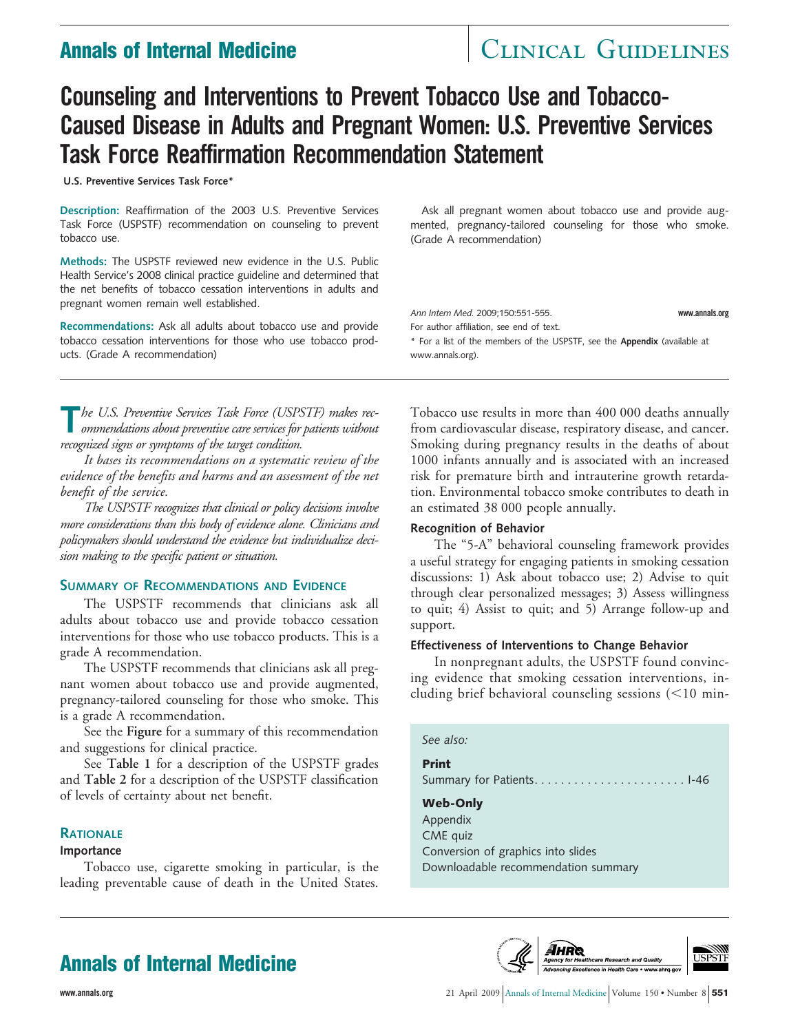# Counseling and Interventions to Prevent Tobacco Use and Tobacco-Caused Disease in Adults and Pregnant Women: U.S. Preventive Services Task Force Reaffirmation Recommendation Statement

**U.S. Preventive Services Task Force***

**Description:** Reaffirmation of the 2003 U.S. Preventive Services Task Force (USPSTF) recommendation on counseling to prevent tobacco use.

**Methods:** The USPSTF reviewed new evidence in the U.S. Public Health Service's 2008 clinical practice guideline and determined that the net benefits of tobacco cessation interventions in adults and pregnant women remain well established.

**Recommendations:** Ask all adults about tobacco use and provide tobacco cessation interventions for those who use tobacco products. (Grade A recommendation)

Ask all pregnant women about tobacco use and provide augmented, pregnancy-tailored counseling for those who smoke. (Grade A recommendation)

*Ann Intern Med.* 2009;150:551-555. www.annals.org

For author affiliation, see end of text.

* For a list of the members of the USPSTF, see the **Appendix** (available at www.annals.org).

*The U.S. Preventive Services Task Force (USPSTF) makes recommendations about preventive care services for patients without recognized signs or symptoms of the target condition.*

*It bases its recommendations on a systematic review of the evidence of the benefits and harms and an assessment of the net benefit of the service.*

*The USPSTF recognizes that clinical or policy decisions involve more considerations than this body of evidence alone. Clinicians and policymakers should understand the evidence but individualize decision making to the specific patient or situation.*

## Summary of Recommendations and Evidence

The USPSTF recommends that clinicians ask all adults about tobacco use and provide tobacco cessation interventions for those who use tobacco products. This is a grade A recommendation.

The USPSTF recommends that clinicians ask all pregnant women about tobacco use and provide augmented, pregnancy-tailored counseling for those who smoke. This is a grade A recommendation.

See the **Figure** for a summary of this recommendation and suggestions for clinical practice.

See **Table 1** for a description of the USPSTF grades and **Table 2** for a description of the USPSTF classification of levels of certainty about net benefit.

## Rationale

### Importance

Tobacco use, cigarette smoking in particular, is the leading preventable cause of death in the United States. Tobacco use results in more than 400 000 deaths annually from cardiovascular disease, respiratory disease, and cancer. Smoking during pregnancy results in the deaths of about 1000 infants annually and is associated with an increased risk for premature birth and intrauterine growth retardation. Environmental tobacco smoke contributes to death in an estimated 38 000 people annually.

### Recognition of Behavior

The "5-A" behavioral counseling framework provides a useful strategy for engaging patients in smoking cessation discussions: 1) Ask about tobacco use; 2) Advise to quit through clear personalized messages; 3) Assess willingness to quit; 4) Assist to quit; and 5) Arrange follow-up and support.

### Effectiveness of Interventions to Change Behavior

In nonpregnant adults, the USPSTF found convincing evidence that smoking cessation interventions, including brief behavioral counseling sessions (<10 min-

*See also:*

**Print**

Summary for Patients. . . . . . . . . . . . . . . . . . . . . . . I-46

**Web-Only**

Appendix

CME quiz

Conversion of graphics into slides

Downloadable recommendation summary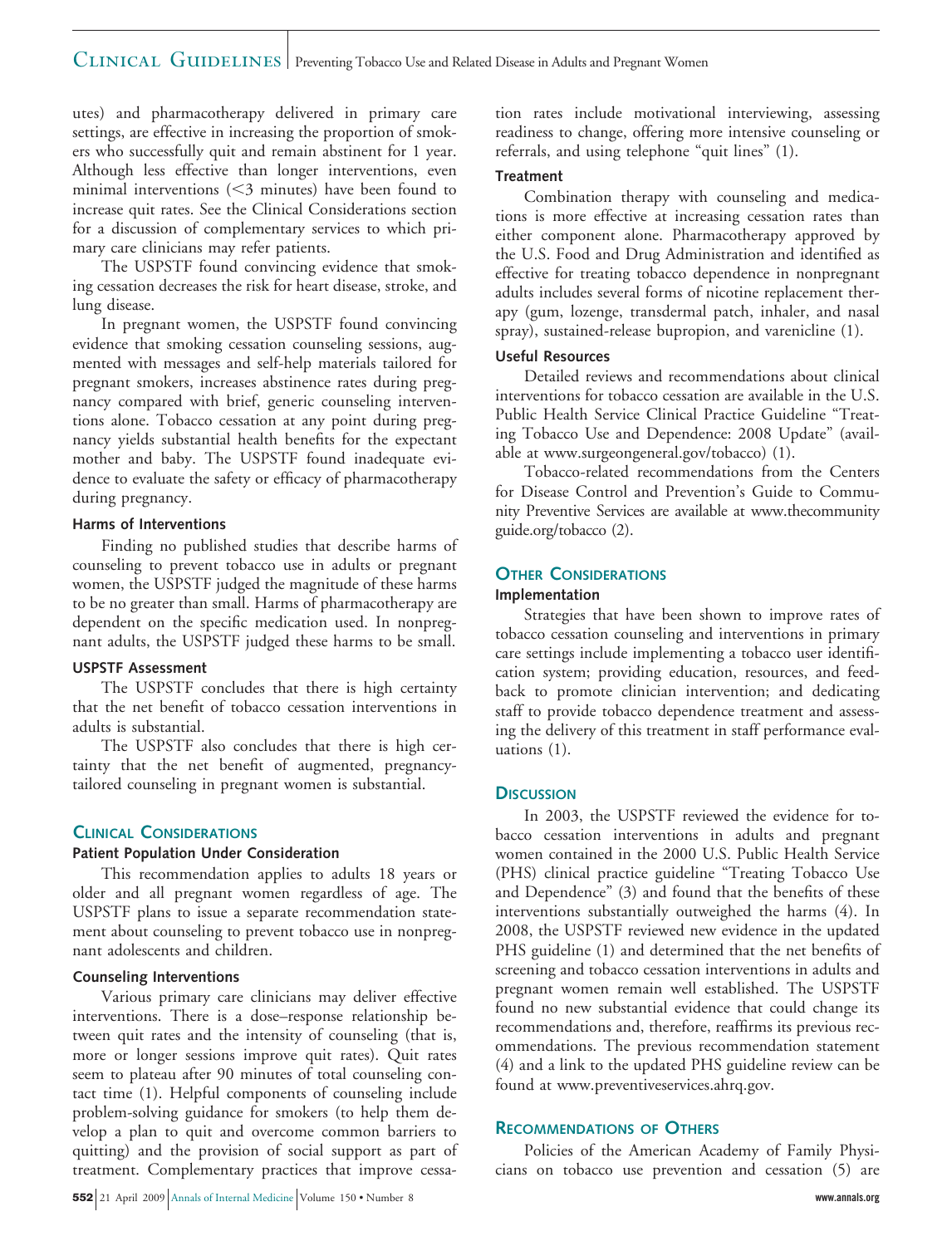utes) and pharmacotherapy delivered in primary care settings, are effective in increasing the proportion of smokers who successfully quit and remain abstinent for 1 year. Although less effective than longer interventions, even minimal interventions (<3 minutes) have been found to increase quit rates. See the Clinical Considerations section for a discussion of complementary services to which primary care clinicians may refer patients.

The USPSTF found convincing evidence that smoking cessation decreases the risk for heart disease, stroke, and lung disease.

In pregnant women, the USPSTF found convincing evidence that smoking cessation counseling sessions, augmented with messages and self-help materials tailored for pregnant smokers, increases abstinence rates during pregnancy compared with brief, generic counseling interventions alone. Tobacco cessation at any point during pregnancy yields substantial health benefits for the expectant mother and baby. The USPSTF found inadequate evidence to evaluate the safety or efficacy of pharmacotherapy during pregnancy.

### Harms of Interventions

Finding no published studies that describe harms of counseling to prevent tobacco use in adults or pregnant women, the USPSTF judged the magnitude of these harms to be no greater than small. Harms of pharmacotherapy are dependent on the specific medication used. In nonpregnant adults, the USPSTF judged these harms to be small.

### USPSTF Assessment

The USPSTF concludes that there is high certainty that the net benefit of tobacco cessation interventions in adults is substantial.

The USPSTF also concludes that there is high certainty that the net benefit of augmented, pregnancy-tailored counseling in pregnant women is substantial.

## Clinical Considerations

### Patient Population Under Consideration

This recommendation applies to adults 18 years or older and all pregnant women regardless of age. The USPSTF plans to issue a separate recommendation statement about counseling to prevent tobacco use in nonpregnant adolescents and children.

### Counseling Interventions

Various primary care clinicians may deliver effective interventions. There is a dose–response relationship between quit rates and the intensity of counseling (that is, more or longer sessions improve quit rates). Quit rates seem to plateau after 90 minutes of total counseling contact time (1). Helpful components of counseling include problem-solving guidance for smokers (to help them develop a plan to quit and overcome common barriers to quitting) and the provision of social support as part of treatment. Complementary practices that improve cessation rates include motivational interviewing, assessing readiness to change, offering more intensive counseling or referrals, and using telephone "quit lines" (1).

### Treatment

Combination therapy with counseling and medications is more effective at increasing cessation rates than either component alone. Pharmacotherapy approved by the U.S. Food and Drug Administration and identified as effective for treating tobacco dependence in nonpregnant adults includes several forms of nicotine replacement therapy (gum, lozenge, transdermal patch, inhaler, and nasal spray), sustained-release bupropion, and varenicline (1).

### Useful Resources

Detailed reviews and recommendations about clinical interventions for tobacco cessation are available in the U.S. Public Health Service Clinical Practice Guideline "Treating Tobacco Use and Dependence: 2008 Update" (available at www.surgeongeneral.gov/tobacco) (1).

Tobacco-related recommendations from the Centers for Disease Control and Prevention's Guide to Community Preventive Services are available at www.thecommunityguide.org/tobacco (2).

## Other Considerations

### Implementation

Strategies that have been shown to improve rates of tobacco cessation counseling and interventions in primary care settings include implementing a tobacco user identification system; providing education, resources, and feedback to promote clinician intervention; and dedicating staff to provide tobacco dependence treatment and assessing the delivery of this treatment in staff performance evaluations (1).

## Discussion

In 2003, the USPSTF reviewed the evidence for tobacco cessation interventions in adults and pregnant women contained in the 2000 U.S. Public Health Service (PHS) clinical practice guideline "Treating Tobacco Use and Dependence" (3) and found that the benefits of these interventions substantially outweighed the harms (4). In 2008, the USPSTF reviewed new evidence in the updated PHS guideline (1) and determined that the net benefits of screening and tobacco cessation interventions in adults and pregnant women remain well established. The USPSTF found no new substantial evidence that could change its recommendations and, therefore, reaffirms its previous recommendations. The previous recommendation statement (4) and a link to the updated PHS guideline review can be found at www.preventiveservices.ahrq.gov.

## Recommendations of Others

Policies of the American Academy of Family Physicians on tobacco use prevention and cessation (5) are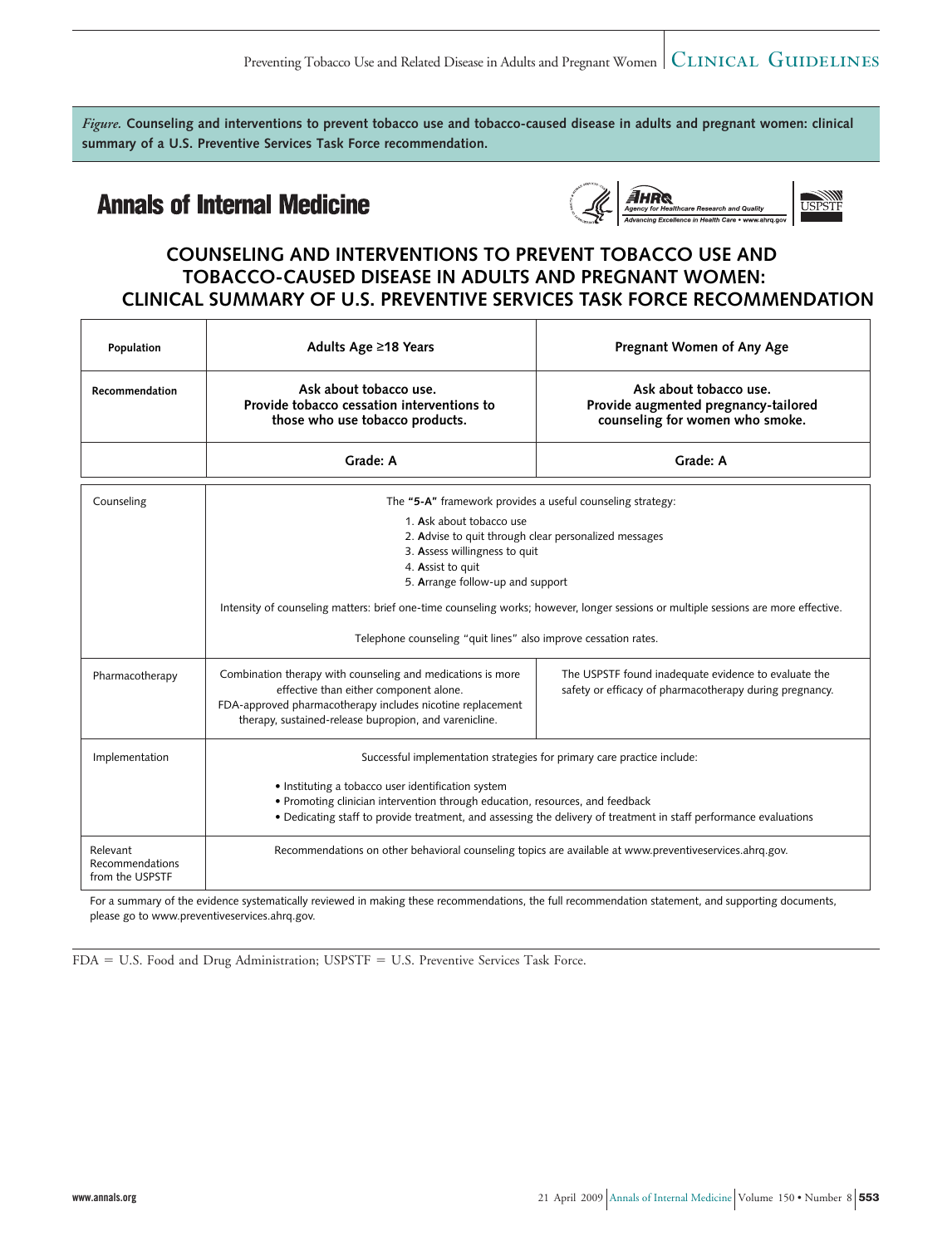*Figure.* **Counseling and interventions to prevent tobacco use and tobacco-caused disease in adults and pregnant women: clinical summary of a U.S. Preventive Services Task Force recommendation.**

**Annals of Internal Medicine**

## COUNSELING AND INTERVENTIONS TO PREVENT TOBACCO USE AND TOBACCO-CAUSED DISEASE IN ADULTS AND PREGNANT WOMEN: CLINICAL SUMMARY OF U.S. PREVENTIVE SERVICES TASK FORCE RECOMMENDATION

| Population | Adults Age ≥18 Years | Pregnant Women of Any Age |
|---|---|---|
| Recommendation | **Ask about tobacco use. Provide tobacco cessation interventions to those who use tobacco products.** | **Ask about tobacco use. Provide augmented pregnancy-tailored counseling for women who smoke.** |
| | **Grade: A** | **Grade: A** |
| Counseling | The **"5-A"** framework provides a useful counseling strategy: 1. **A**sk about tobacco use 2. **A**dvise to quit through clear personalized messages 3. **A**ssess willingness to quit 4. **A**ssist to quit 5. **A**rrange follow-up and support <br><br> Intensity of counseling matters: brief one-time counseling works; however, longer sessions or multiple sessions are more effective. <br><br> Telephone counseling "quit lines" also improve cessation rates. | |
| Pharmacotherapy | Combination therapy with counseling and medications is more effective than either component alone. FDA-approved pharmacotherapy includes nicotine replacement therapy, sustained-release bupropion, and varenicline. | The USPSTF found inadequate evidence to evaluate the safety or efficacy of pharmacotherapy during pregnancy. |
| Implementation | Successful implementation strategies for primary care practice include: <br><br> • Instituting a tobacco user identification system <br> • Promoting clinician intervention through education, resources, and feedback <br> • Dedicating staff to provide treatment, and assessing the delivery of treatment in staff performance evaluations | |
| Relevant Recommendations from the USPSTF | Recommendations on other behavioral counseling topics are available at www.preventiveservices.ahrq.gov. | |

For a summary of the evidence systematically reviewed in making these recommendations, the full recommendation statement, and supporting documents, please go to www.preventiveservices.ahrq.gov.

FDA = U.S. Food and Drug Administration; USPSTF = U.S. Preventive Services Task Force.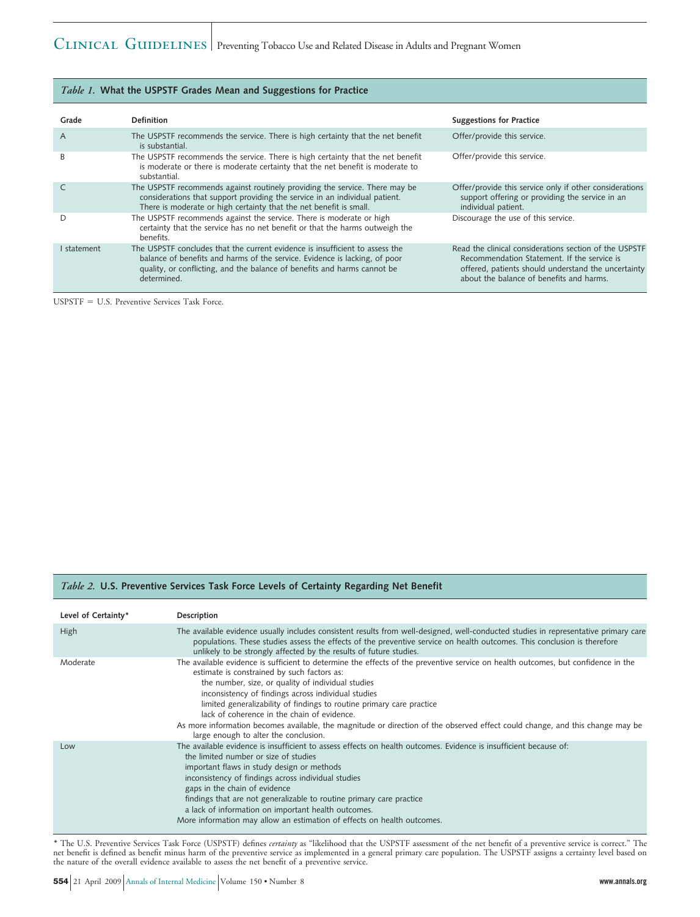*Table 1.* **What the USPSTF Grades Mean and Suggestions for Practice**

| Grade | Definition | Suggestions for Practice |
|---|---|---|
| A | The USPSTF recommends the service. There is high certainty that the net benefit is substantial. | Offer/provide this service. |
| B | The USPSTF recommends the service. There is high certainty that the net benefit is moderate or there is moderate certainty that the net benefit is moderate to substantial. | Offer/provide this service. |
| C | The USPSTF recommends against routinely providing the service. There may be considerations that support providing the service in an individual patient. There is moderate or high certainty that the net benefit is small. | Offer/provide this service only if other considerations support offering or providing the service in an individual patient. |
| D | The USPSTF recommends against the service. There is moderate or high certainty that the service has no net benefit or that the harms outweigh the benefits. | Discourage the use of this service. |
| I statement | The USPSTF concludes that the current evidence is insufficient to assess the balance of benefits and harms of the service. Evidence is lacking, of poor quality, or conflicting, and the balance of benefits and harms cannot be determined. | Read the clinical considerations section of the USPSTF Recommendation Statement. If the service is offered, patients should understand the uncertainty about the balance of benefits and harms. |

USPSTF = U.S. Preventive Services Task Force.

*Table 2.* **U.S. Preventive Services Task Force Levels of Certainty Regarding Net Benefit**

| Level of Certainty* | Description |
|---|---|
| High | The available evidence usually includes consistent results from well-designed, well-conducted studies in representative primary care populations. These studies assess the effects of the preventive service on health outcomes. This conclusion is therefore unlikely to be strongly affected by the results of future studies. |
| Moderate | The available evidence is sufficient to determine the effects of the preventive service on health outcomes, but confidence in the estimate is constrained by such factors as: the number, size, or quality of individual studies; inconsistency of findings across individual studies; limited generalizability of findings to routine primary care practice; lack of coherence in the chain of evidence. As more information becomes available, the magnitude or direction of the observed effect could change, and this change may be large enough to alter the conclusion. |
| Low | The available evidence is insufficient to assess effects on health outcomes. Evidence is insufficient because of: the limited number or size of studies; important flaws in study design or methods; inconsistency of findings across individual studies; gaps in the chain of evidence; findings that are not generalizable to routine primary care practice; a lack of information on important health outcomes. More information may allow an estimation of effects on health outcomes. |

\* The U.S. Preventive Services Task Force (USPSTF) defines *certainty* as "likelihood that the USPSTF assessment of the net benefit of a preventive service is correct." The net benefit is defined as benefit minus harm of the preventive service as implemented in a general primary care population. The USPSTF assigns a certainty level based on the nature of the overall evidence available to assess the net benefit of a preventive service.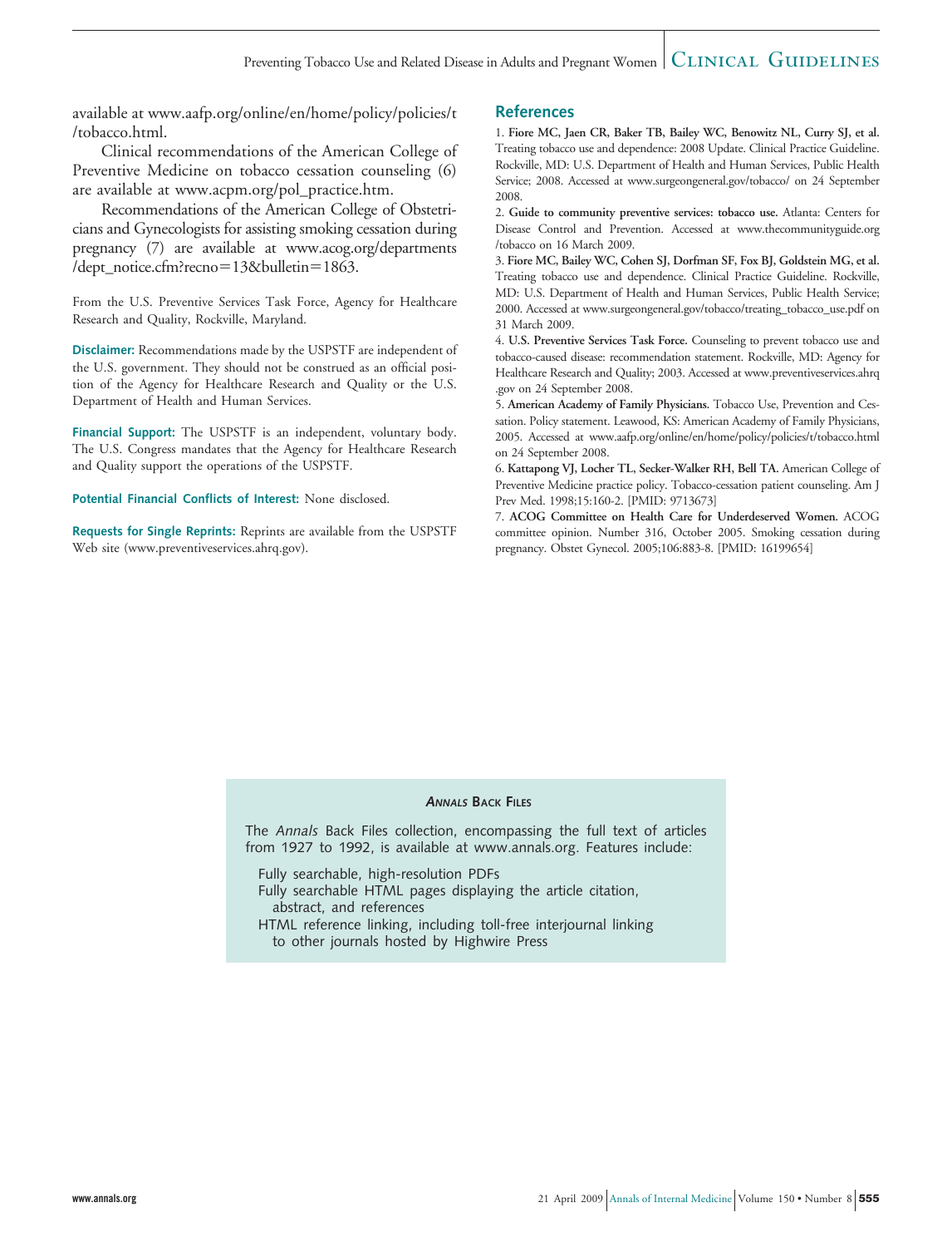available at www.aafp.org/online/en/home/policy/policies/t/tobacco.html.

Clinical recommendations of the American College of Preventive Medicine on tobacco cessation counseling (6) are available at www.acpm.org/pol_practice.htm.

Recommendations of the American College of Obstetricians and Gynecologists for assisting smoking cessation during pregnancy (7) are available at www.acog.org/departments/dept_notice.cfm?recno=13&bulletin=1863.

From the U.S. Preventive Services Task Force, Agency for Healthcare Research and Quality, Rockville, Maryland.

**Disclaimer:** Recommendations made by the USPSTF are independent of the U.S. government. They should not be construed as an official position of the Agency for Healthcare Research and Quality or the U.S. Department of Health and Human Services.

**Financial Support:** The USPSTF is an independent, voluntary body. The U.S. Congress mandates that the Agency for Healthcare Research and Quality support the operations of the USPSTF.

**Potential Financial Conflicts of Interest:** None disclosed.

**Requests for Single Reprints:** Reprints are available from the USPSTF Web site (www.preventiveservices.ahrq.gov).

## References

1. **Fiore MC, Jaen CR, Baker TB, Bailey WC, Benowitz NL, Curry SJ, et al.** Treating tobacco use and dependence: 2008 Update. Clinical Practice Guideline. Rockville, MD: U.S. Department of Health and Human Services, Public Health Service; 2008. Accessed at www.surgeongeneral.gov/tobacco/ on 24 September 2008.
2. **Guide to community preventive services: tobacco use.** Atlanta: Centers for Disease Control and Prevention. Accessed at www.thecommunityguide.org/tobacco on 16 March 2009.
3. **Fiore MC, Bailey WC, Cohen SJ, Dorfman SF, Fox BJ, Goldstein MG, et al.** Treating tobacco use and dependence. Clinical Practice Guideline. Rockville, MD: U.S. Department of Health and Human Services, Public Health Service; 2000. Accessed at www.surgeongeneral.gov/tobacco/treating_tobacco_use.pdf on 31 March 2009.
4. **U.S. Preventive Services Task Force.** Counseling to prevent tobacco use and tobacco-caused disease: recommendation statement. Rockville, MD: Agency for Healthcare Research and Quality; 2003. Accessed at www.preventiveservices.ahrq.gov on 24 September 2008.
5. **American Academy of Family Physicians.** Tobacco Use, Prevention and Cessation. Policy statement. Leawood, KS: American Academy of Family Physicians, 2005. Accessed at www.aafp.org/online/en/home/policy/policies/t/tobacco.html on 24 September 2008.
6. **Kattapong VJ, Locher TL, Secker-Walker RH, Bell TA.** American College of Preventive Medicine practice policy. Tobacco-cessation patient counseling. Am J Prev Med. 1998;15:160-2. [PMID: 9713673]
7. **ACOG Committee on Health Care for Underdeserved Women.** ACOG committee opinion. Number 316, October 2005. Smoking cessation during pregnancy. Obstet Gynecol. 2005;106:883-8. [PMID: 16199654]

**_Annals_ Back Files**

The *Annals* Back Files collection, encompassing the full text of articles from 1927 to 1992, is available at www.annals.org. Features include:

- Fully searchable, high-resolution PDFs
- Fully searchable HTML pages displaying the article citation, abstract, and references
- HTML reference linking, including toll-free interjournal linking to other journals hosted by Highwire Press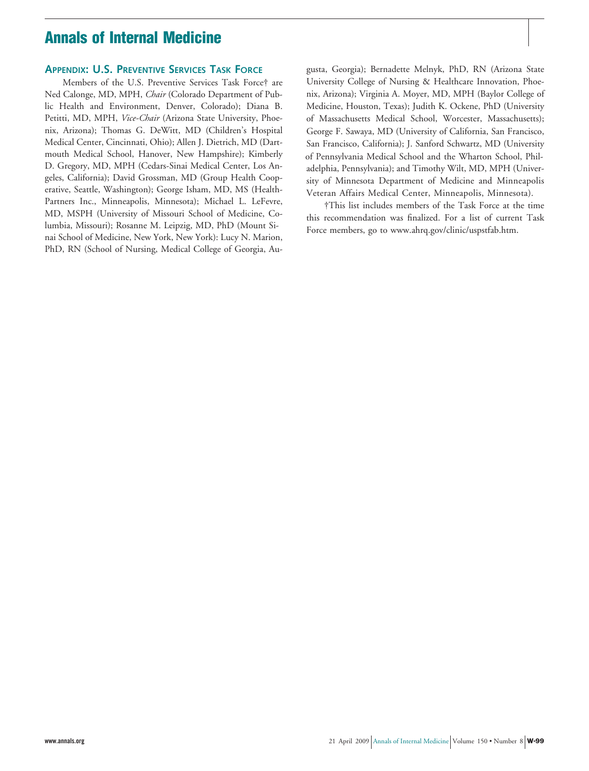## Appendix: U.S. Preventive Services Task Force

Members of the U.S. Preventive Services Task Force† are Ned Calonge, MD, MPH, *Chair* (Colorado Department of Public Health and Environment, Denver, Colorado); Diana B. Petitti, MD, MPH, *Vice-Chair* (Arizona State University, Phoenix, Arizona); Thomas G. DeWitt, MD (Children's Hospital Medical Center, Cincinnati, Ohio); Allen J. Dietrich, MD (Dartmouth Medical School, Hanover, New Hampshire); Kimberly D. Gregory, MD, MPH (Cedars-Sinai Medical Center, Los Angeles, California); David Grossman, MD (Group Health Cooperative, Seattle, Washington); George Isham, MD, MS (HealthPartners Inc., Minneapolis, Minnesota); Michael L. LeFevre, MD, MSPH (University of Missouri School of Medicine, Columbia, Missouri); Rosanne M. Leipzig, MD, PhD (Mount Sinai School of Medicine, New York, New York): Lucy N. Marion, PhD, RN (School of Nursing, Medical College of Georgia, Augusta, Georgia); Bernadette Melnyk, PhD, RN (Arizona State University College of Nursing & Healthcare Innovation, Phoenix, Arizona); Virginia A. Moyer, MD, MPH (Baylor College of Medicine, Houston, Texas); Judith K. Ockene, PhD (University of Massachusetts Medical School, Worcester, Massachusetts); George F. Sawaya, MD (University of California, San Francisco, San Francisco, California); J. Sanford Schwartz, MD (University of Pennsylvania Medical School and the Wharton School, Philadelphia, Pennsylvania); and Timothy Wilt, MD, MPH (University of Minnesota Department of Medicine and Minneapolis Veteran Affairs Medical Center, Minneapolis, Minnesota).

†This list includes members of the Task Force at the time this recommendation was finalized. For a list of current Task Force members, go to www.ahrq.gov/clinic/uspstfab.htm.